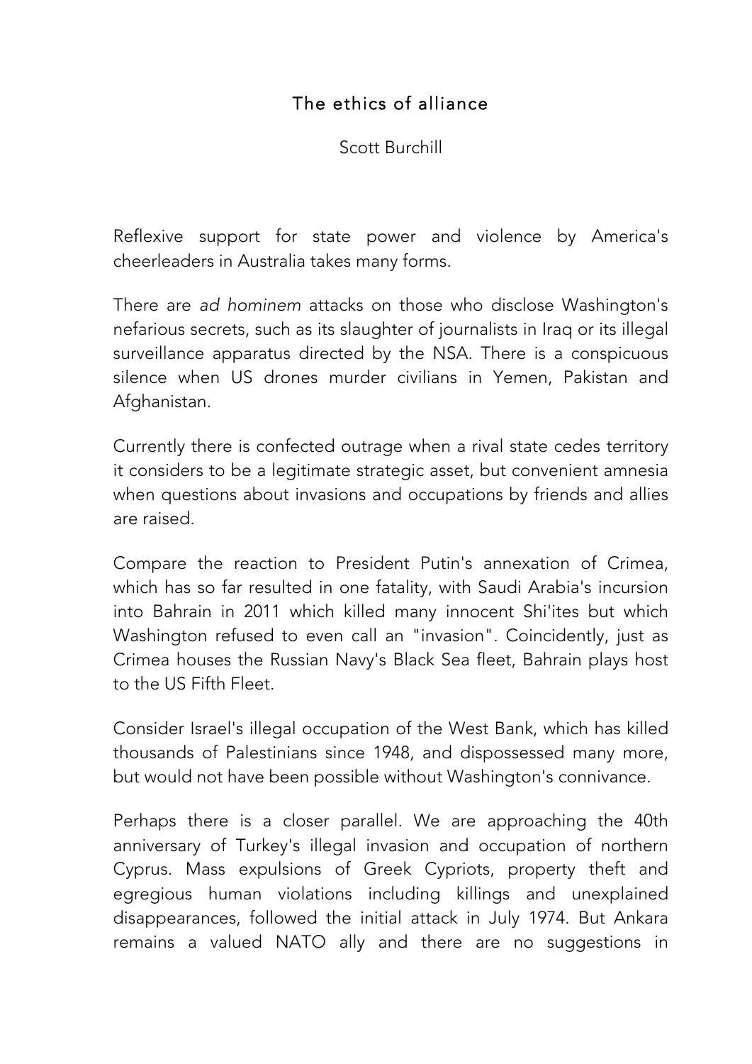# The ethics of alliance

Scott Burchill

Reflexive support for state power and violence by America's cheerleaders in Australia takes many forms.

There are *ad hominem* attacks on those who disclose Washington's nefarious secrets, such as its slaughter of journalists in Iraq or its illegal surveillance apparatus directed by the NSA. There is a conspicuous silence when US drones murder civilians in Yemen, Pakistan and Afghanistan.

Currently there is confected outrage when a rival state cedes territory it considers to be a legitimate strategic asset, but convenient amnesia when questions about invasions and occupations by friends and allies are raised.

Compare the reaction to President Putin's annexation of Crimea, which has so far resulted in one fatality, with Saudi Arabia's incursion into Bahrain in 2011 which killed many innocent Shi'ites but which Washington refused to even call an "invasion". Coincidently, just as Crimea houses the Russian Navy's Black Sea fleet, Bahrain plays host to the US Fifth Fleet.

Consider Israel's illegal occupation of the West Bank, which has killed thousands of Palestinians since 1948, and dispossessed many more, but would not have been possible without Washington's connivance.

Perhaps there is a closer parallel. We are approaching the 40th anniversary of Turkey's illegal invasion and occupation of northern Cyprus. Mass expulsions of Greek Cypriots, property theft and egregious human violations including killings and unexplained disappearances, followed the initial attack in July 1974. But Ankara remains a valued NATO ally and there are no suggestions in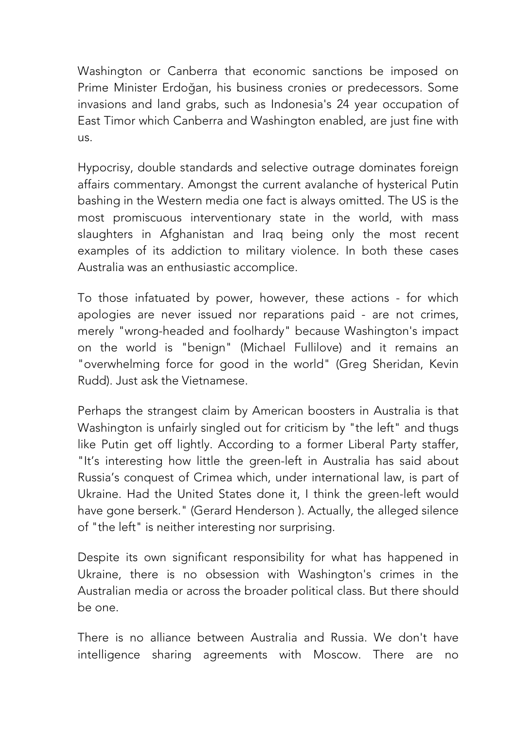Washington or Canberra that economic sanctions be imposed on Prime Minister Erdoğan, his business cronies or predecessors. Some invasions and land grabs, such as Indonesia's 24 year occupation of East Timor which Canberra and Washington enabled, are just fine with us.

Hypocrisy, double standards and selective outrage dominates foreign affairs commentary. Amongst the current avalanche of hysterical Putin bashing in the Western media one fact is always omitted. The US is the most promiscuous interventionary state in the world, with mass slaughters in Afghanistan and Iraq being only the most recent examples of its addiction to military violence. In both these cases Australia was an enthusiastic accomplice.

To those infatuated by power, however, these actions - for which apologies are never issued nor reparations paid - are not crimes, merely "wrong-headed and foolhardy" because Washington's impact on the world is "benign" (Michael Fullilove) and it remains an "overwhelming force for good in the world" (Greg Sheridan, Kevin Rudd). Just ask the Vietnamese.

Perhaps the strangest claim by American boosters in Australia is that Washington is unfairly singled out for criticism by "the left" and thugs like Putin get off lightly. According to a former Liberal Party staffer, "It's interesting how little the green-left in Australia has said about Russia's conquest of Crimea which, under international law, is part of Ukraine. Had the United States done it, I think the green-left would have gone berserk." (Gerard Henderson ). Actually, the alleged silence of "the left" is neither interesting nor surprising.

Despite its own significant responsibility for what has happened in Ukraine, there is no obsession with Washington's crimes in the Australian media or across the broader political class. But there should be one.

There is no alliance between Australia and Russia. We don't have intelligence sharing agreements with Moscow. There are no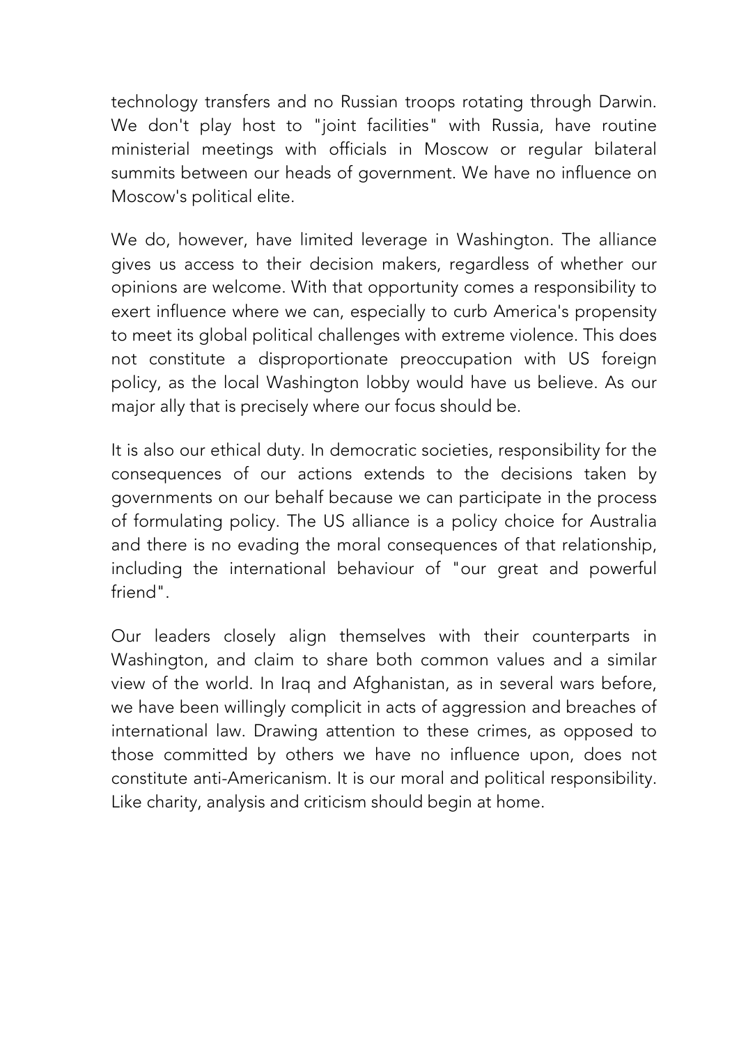technology transfers and no Russian troops rotating through Darwin. We don't play host to "joint facilities" with Russia, have routine ministerial meetings with officials in Moscow or regular bilateral summits between our heads of government. We have no influence on Moscow's political elite.

We do, however, have limited leverage in Washington. The alliance gives us access to their decision makers, regardless of whether our opinions are welcome. With that opportunity comes a responsibility to exert influence where we can, especially to curb America's propensity to meet its global political challenges with extreme violence. This does not constitute a disproportionate preoccupation with US foreign policy, as the local Washington lobby would have us believe. As our major ally that is precisely where our focus should be.

It is also our ethical duty. In democratic societies, responsibility for the consequences of our actions extends to the decisions taken by governments on our behalf because we can participate in the process of formulating policy. The US alliance is a policy choice for Australia and there is no evading the moral consequences of that relationship, including the international behaviour of "our great and powerful friend".

Our leaders closely align themselves with their counterparts in Washington, and claim to share both common values and a similar view of the world. In Iraq and Afghanistan, as in several wars before, we have been willingly complicit in acts of aggression and breaches of international law. Drawing attention to these crimes, as opposed to those committed by others we have no influence upon, does not constitute anti-Americanism. It is our moral and political responsibility. Like charity, analysis and criticism should begin at home.